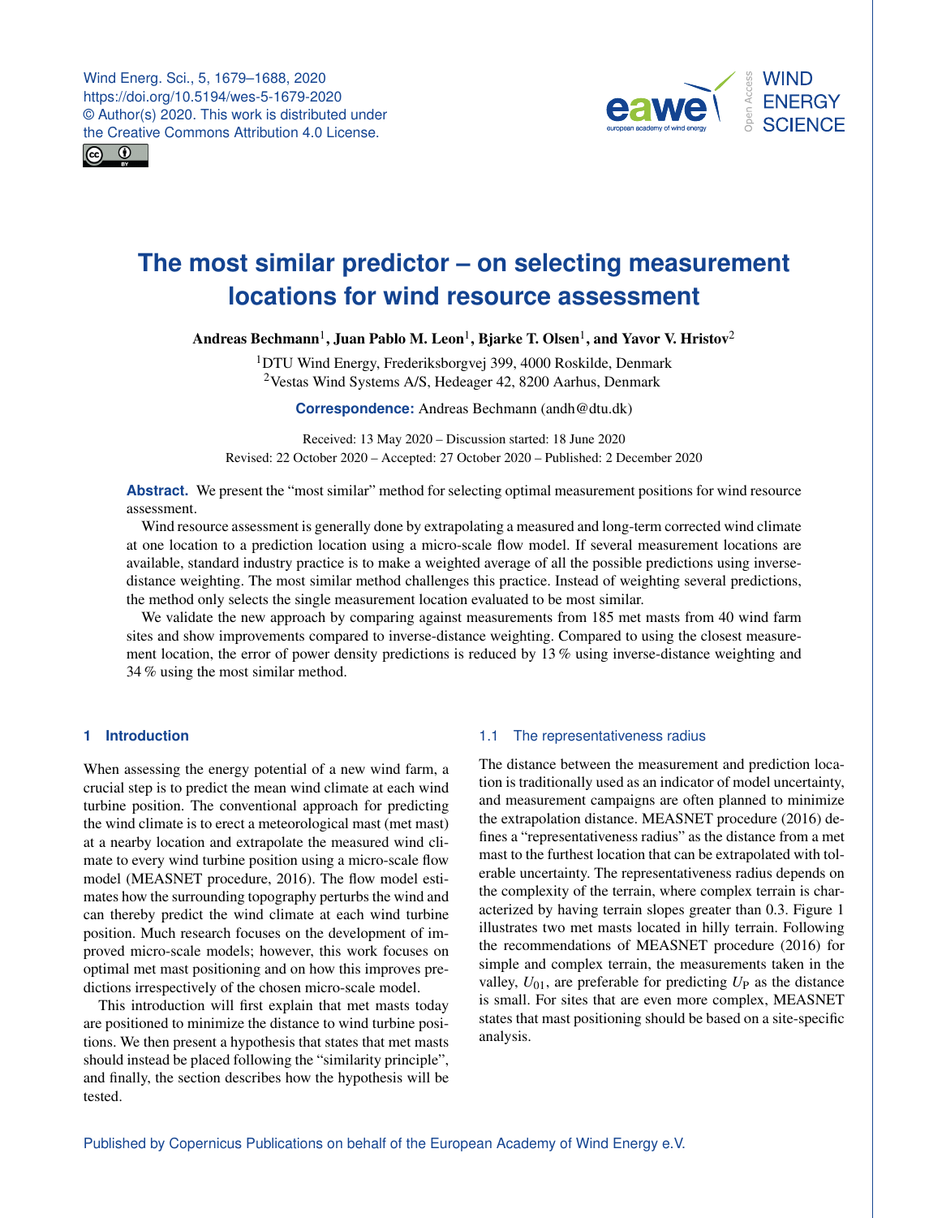# The most similar predictor – on selecting measurement locations for wind resource assessment

**Andreas Bechmann[1], Juan Pablo M. Leon[1], Bjarke T. Olsen[1], and Yavor V. Hristov[2]**

[1]DTU Wind Energy, Frederiksborgvej 399, 4000 Roskilde, Denmark
[2]Vestas Wind Systems A/S, Hedeager 42, 8200 Aarhus, Denmark

**Correspondence:** Andreas Bechmann (andh@dtu.dk)

Received: 13 May 2020 – Discussion started: 18 June 2020
Revised: 22 October 2020 – Accepted: 27 October 2020 – Published: 2 December 2020

**Abstract.** We present the "most similar" method for selecting optimal measurement positions for wind resource assessment.

Wind resource assessment is generally done by extrapolating a measured and long-term corrected wind climate at one location to a prediction location using a micro-scale flow model. If several measurement locations are available, standard industry practice is to make a weighted average of all the possible predictions using inverse-distance weighting. The most similar method challenges this practice. Instead of weighting several predictions, the method only selects the single measurement location evaluated to be most similar.

We validate the new approach by comparing against measurements from 185 met masts from 40 wind farm sites and show improvements compared to inverse-distance weighting. Compared to using the closest measurement location, the error of power density predictions is reduced by 13 % using inverse-distance weighting and 34 % using the most similar method.

## 1 Introduction

When assessing the energy potential of a new wind farm, a crucial step is to predict the mean wind climate at each wind turbine position. The conventional approach for predicting the wind climate is to erect a meteorological mast (met mast) at a nearby location and extrapolate the measured wind climate to every wind turbine position using a micro-scale flow model (MEASNET procedure, 2016). The flow model estimates how the surrounding topography perturbs the wind and can thereby predict the wind climate at each wind turbine position. Much research focuses on the development of improved micro-scale models; however, this work focuses on optimal met mast positioning and on how this improves predictions irrespectively of the chosen micro-scale model.

This introduction will first explain that met masts today are positioned to minimize the distance to wind turbine positions. We then present a hypothesis that states that met masts should instead be placed following the "similarity principle", and finally, the section describes how the hypothesis will be tested.

### 1.1 The representativeness radius

The distance between the measurement and prediction location is traditionally used as an indicator of model uncertainty, and measurement campaigns are often planned to minimize the extrapolation distance. MEASNET procedure (2016) defines a "representativeness radius" as the distance from a met mast to the furthest location that can be extrapolated with tolerable uncertainty. The representativeness radius depends on the complexity of the terrain, where complex terrain is characterized by having terrain slopes greater than 0.3. Figure 1 illustrates two met masts located in hilly terrain. Following the recommendations of MEASNET procedure (2016) for simple and complex terrain, the measurements taken in the valley, $U_{01}$, are preferable for predicting $U_{\mathrm{P}}$ as the distance is small. For sites that are even more complex, MEASNET states that mast positioning should be based on a site-specific analysis.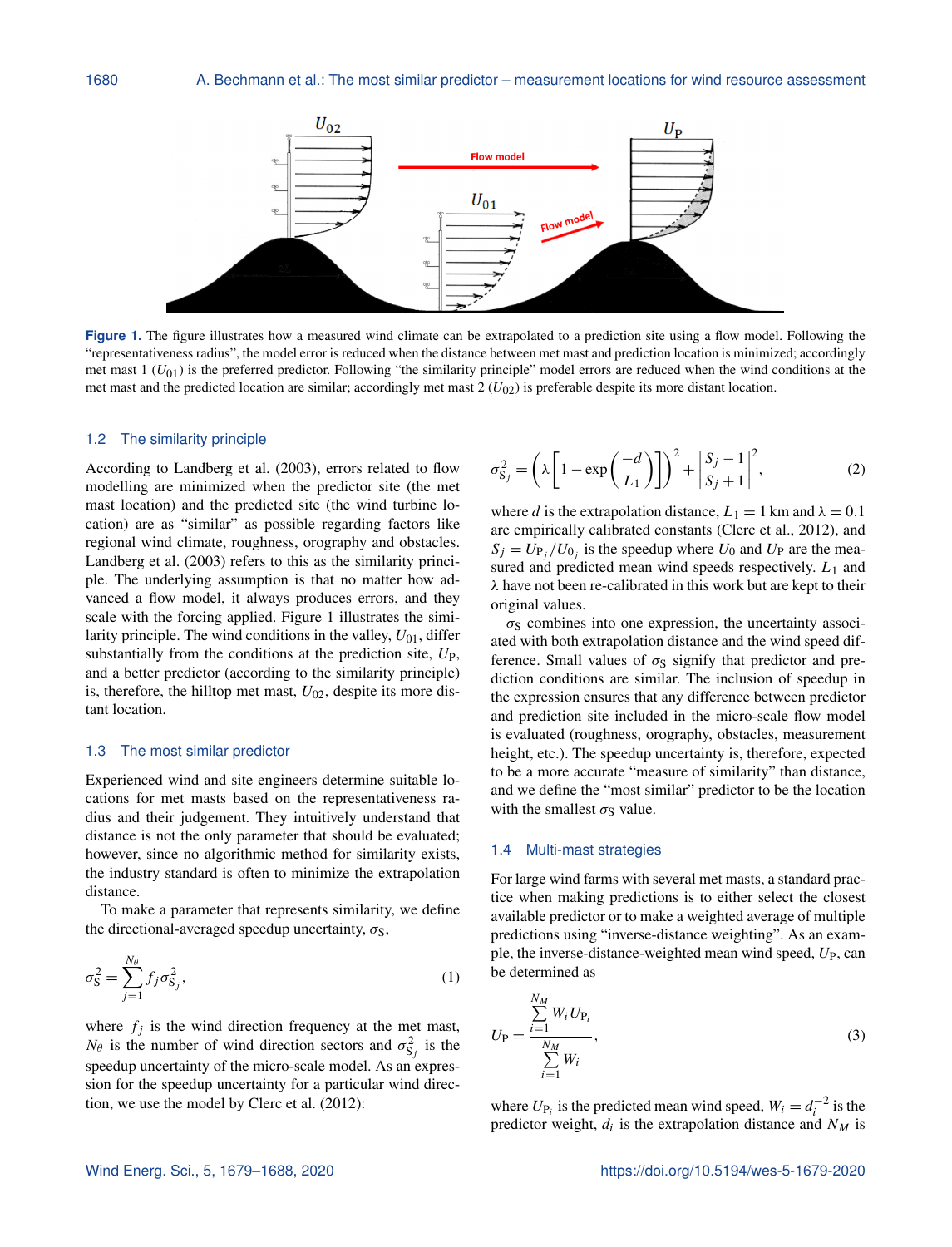Figure 1. The figure illustrates how a measured wind climate can be extrapolated to a prediction site using a flow model. Following the "representativeness radius", the model error is reduced when the distance between met mast and prediction location is minimized; accordingly met mast 1 ($U_{01}$) is the preferred predictor. Following "the similarity principle" model errors are reduced when the wind conditions at the met mast and the predicted location are similar; accordingly met mast 2 ($U_{02}$) is preferable despite its more distant location.

### 1.2 The similarity principle

According to Landberg et al. (2003), errors related to flow modelling are minimized when the predictor site (the met mast location) and the predicted site (the wind turbine location) are as "similar" as possible regarding factors like regional wind climate, roughness, orography and obstacles. Landberg et al. (2003) refers to this as the similarity principle. The underlying assumption is that no matter how advanced a flow model, it always produces errors, and they scale with the forcing applied. Figure 1 illustrates the similarity principle. The wind conditions in the valley, $U_{01}$, differ substantially from the conditions at the prediction site, $U_P$, and a better predictor (according to the similarity principle) is, therefore, the hilltop met mast, $U_{02}$, despite its more distant location.

### 1.3 The most similar predictor

Experienced wind and site engineers determine suitable locations for met masts based on the representativeness radius and their judgement. They intuitively understand that distance is not the only parameter that should be evaluated; however, since no algorithmic method for similarity exists, the industry standard is often to minimize the extrapolation distance.

To make a parameter that represents similarity, we define the directional-averaged speedup uncertainty, $\sigma_S$,

$$\sigma_S^2 = \sum_{j=1}^{N_\theta} f_j \sigma_{S_j}^2, \tag{1}$$

where $f_j$ is the wind direction frequency at the met mast, $N_\theta$ is the number of wind direction sectors and $\sigma_{S_j}^2$ is the speedup uncertainty of the micro-scale model. As an expression for the speedup uncertainty for a particular wind direction, we use the model by Clerc et al. (2012):

$$\sigma_{S_j}^2 = \left(\lambda\left[1 - \exp\left(\frac{-d}{L_1}\right)\right]\right)^2 + \left|\frac{S_j - 1}{S_j + 1}\right|^2, \tag{2}$$

where $d$ is the extrapolation distance, $L_1 = 1$ km and $\lambda = 0.1$ are empirically calibrated constants (Clerc et al., 2012), and $S_j = U_{P_j}/U_{0_j}$ is the speedup where $U_0$ and $U_P$ are the measured and predicted mean wind speeds respectively. $L_1$ and $\lambda$ have not been re-calibrated in this work but are kept to their original values.

$\sigma_S$ combines into one expression, the uncertainty associated with both extrapolation distance and the wind speed difference. Small values of $\sigma_S$ signify that predictor and prediction conditions are similar. The inclusion of speedup in the expression ensures that any difference between predictor and prediction site included in the micro-scale flow model is evaluated (roughness, orography, obstacles, measurement height, etc.). The speedup uncertainty is, therefore, expected to be a more accurate "measure of similarity" than distance, and we define the "most similar" predictor to be the location with the smallest $\sigma_S$ value.

### 1.4 Multi-mast strategies

For large wind farms with several met masts, a standard practice when making predictions is to either select the closest available predictor or to make a weighted average of multiple predictions using "inverse-distance weighting". As an example, the inverse-distance-weighted mean wind speed, $U_P$, can be determined as

$$U_P = \frac{\sum_{i=1}^{N_M} W_i U_{P_i}}{\sum_{i=1}^{N_M} W_i}, \tag{3}$$

where $U_{P_i}$ is the predicted mean wind speed, $W_i = d_i^{-2}$ is the predictor weight, $d_i$ is the extrapolation distance and $N_M$ is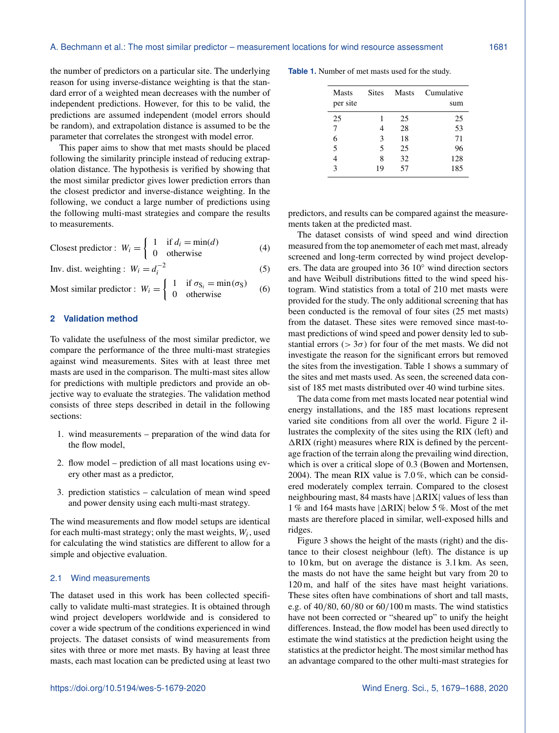the number of predictors on a particular site. The underlying reason for using inverse-distance weighting is that the standard error of a weighted mean decreases with the number of independent predictions. However, for this to be valid, the predictions are assumed independent (model errors should be random), and extrapolation distance is assumed to be the parameter that correlates the strongest with model error.

This paper aims to show that met masts should be placed following the similarity principle instead of reducing extrapolation distance. The hypothesis is verified by showing that the most similar predictor gives lower prediction errors than the closest predictor and inverse-distance weighting. In the following, we conduct a large number of predictions using the following multi-mast strategies and compare the results to measurements.

$$\text{Closest predictor}: \; W_i = \begin{cases} 1 & \text{if } d_i = \min(d) \\ 0 & \text{otherwise} \end{cases} \tag{4}$$

$$\text{Inv. dist. weighting}: \; W_i = d_i^{-2} \tag{5}$$

$$\text{Most similar predictor}: \; W_i = \begin{cases} 1 & \text{if } \sigma_{\mathrm{S}_i} = \min(\sigma_\mathrm{S}) \\ 0 & \text{otherwise} \end{cases} \tag{6}$$

## 2 Validation method

To validate the usefulness of the most similar predictor, we compare the performance of the three multi-mast strategies against wind measurements. Sites with at least three met masts are used in the comparison. The multi-mast sites allow for predictions with multiple predictors and provide an objective way to evaluate the strategies. The validation method consists of three steps described in detail in the following sections:

1. wind measurements – preparation of the wind data for the flow model,
2. flow model – prediction of all mast locations using every other mast as a predictor,
3. prediction statistics – calculation of mean wind speed and power density using each multi-mast strategy.

The wind measurements and flow model setups are identical for each multi-mast strategy; only the mast weights, $W_i$, used for calculating the wind statistics are different to allow for a simple and objective evaluation.

### 2.1 Wind measurements

The dataset used in this work has been collected specifically to validate multi-mast strategies. It is obtained through wind project developers worldwide and is considered to cover a wide spectrum of the conditions experienced in wind projects. The dataset consists of wind measurements from sites with three or more met masts. By having at least three masts, each mast location can be predicted using at least two predictors, and results can be compared against the measurements taken at the predicted mast.

**Table 1.** Number of met masts used for the study.

| Masts per site | Sites | Masts | Cumulative sum |
|---|---|---|---|
| 25 | 1 | 25 | 25 |
| 7 | 4 | 28 | 53 |
| 6 | 3 | 18 | 71 |
| 5 | 5 | 25 | 96 |
| 4 | 8 | 32 | 128 |
| 3 | 19 | 57 | 185 |

The dataset consists of wind speed and wind direction measured from the top anemometer of each met mast, already screened and long-term corrected by wind project developers. The data are grouped into 36 10° wind direction sectors and have Weibull distributions fitted to the wind speed histogram. Wind statistics from a total of 210 met masts were provided for the study. The only additional screening that has been conducted is the removal of four sites (25 met masts) from the dataset. These sites were removed since mast-to-mast predictions of wind speed and power density led to substantial errors ($> 3\sigma$) for four of the met masts. We did not investigate the reason for the significant errors but removed the sites from the investigation. Table 1 shows a summary of the sites and met masts used. As seen, the screened data consist of 185 met masts distributed over 40 wind turbine sites.

The data come from met masts located near potential wind energy installations, and the 185 mast locations represent varied site conditions from all over the world. Figure 2 illustrates the complexity of the sites using the RIX (left) and $\Delta$RIX (right) measures where RIX is defined by the percentage fraction of the terrain along the prevailing wind direction, which is over a critical slope of 0.3 (Bowen and Mortensen, 2004). The mean RIX value is 7.0 %, which can be considered moderately complex terrain. Compared to the closest neighbouring mast, 84 masts have $|\Delta\text{RIX}|$ values of less than 1 % and 164 masts have $|\Delta\text{RIX}|$ below 5 %. Most of the met masts are therefore placed in similar, well-exposed hills and ridges.

Figure 3 shows the height of the masts (right) and the distance to their closest neighbour (left). The distance is up to 10 km, but on average the distance is 3.1 km. As seen, the masts do not have the same height but vary from 20 to 120 m, and half of the sites have mast height variations. These sites often have combinations of short and tall masts, e.g. of 40/80, 60/80 or 60/100 m masts. The wind statistics have not been corrected or "sheared up" to unify the height differences. Instead, the flow model has been used directly to estimate the wind statistics at the prediction height using the statistics at the predictor height. The most similar method has an advantage compared to the other multi-mast strategies for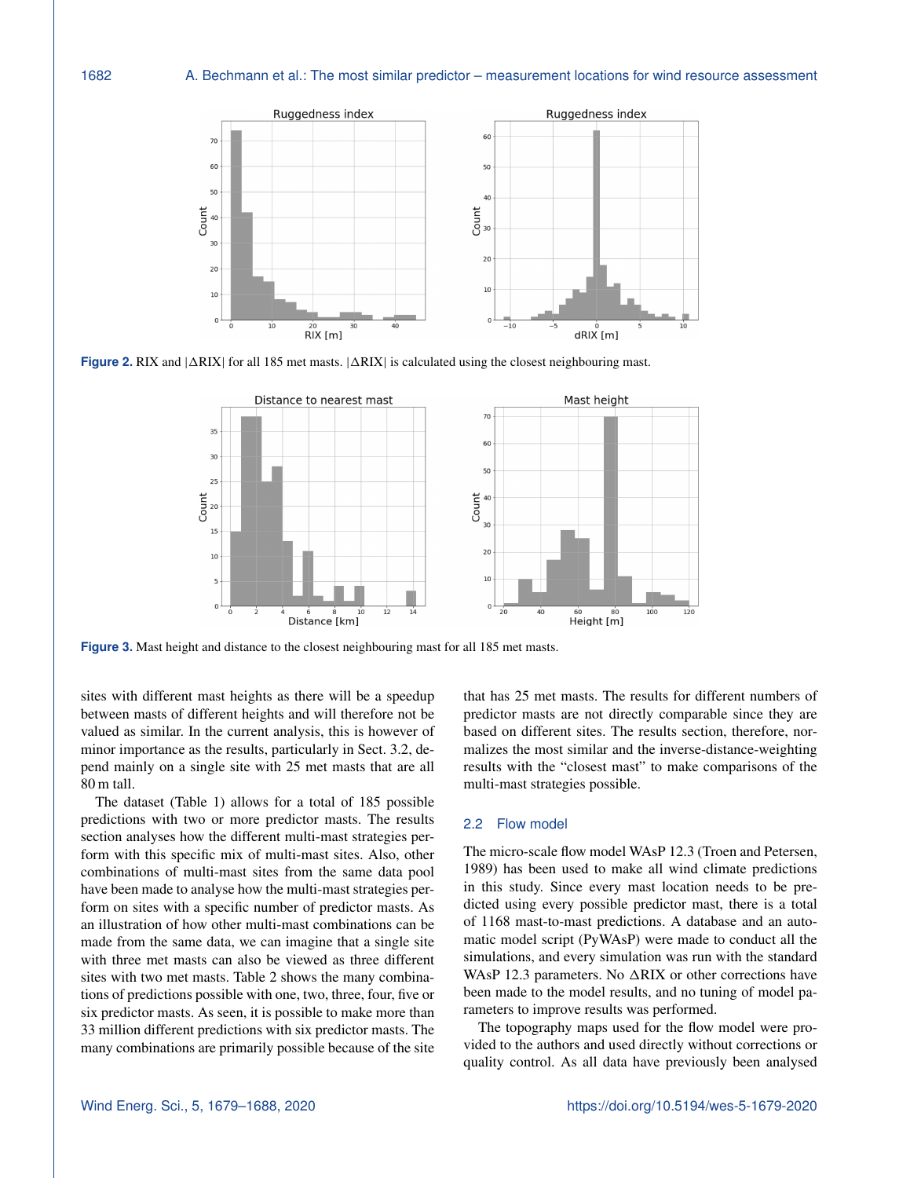**Figure 2.** RIX and |ΔRIX| for all 185 met masts. |ΔRIX| is calculated using the closest neighbouring mast.

**Figure 3.** Mast height and distance to the closest neighbouring mast for all 185 met masts.

sites with different mast heights as there will be a speedup between masts of different heights and will therefore not be valued as similar. In the current analysis, this is however of minor importance as the results, particularly in Sect. 3.2, depend mainly on a single site with 25 met masts that are all 80 m tall.

The dataset (Table 1) allows for a total of 185 possible predictions with two or more predictor masts. The results section analyses how the different multi-mast strategies perform with this specific mix of multi-mast sites. Also, other combinations of multi-mast sites from the same data pool have been made to analyse how the multi-mast strategies perform on sites with a specific number of predictor masts. As an illustration of how other multi-mast combinations can be made from the same data, we can imagine that a single site with three met masts can also be viewed as three different sites with two met masts. Table 2 shows the many combinations of predictions possible with one, two, three, four, five or six predictor masts. As seen, it is possible to make more than 33 million different predictions with six predictor masts. The many combinations are primarily possible because of the site that has 25 met masts. The results for different numbers of predictor masts are not directly comparable since they are based on different sites. The results section, therefore, normalizes the most similar and the inverse-distance-weighting results with the "closest mast" to make comparisons of the multi-mast strategies possible.

## 2.2 Flow model

The micro-scale flow model WAsP 12.3 (Troen and Petersen, 1989) has been used to make all wind climate predictions in this study. Since every mast location needs to be predicted using every possible predictor mast, there is a total of 1168 mast-to-mast predictions. A database and an automatic model script (PyWAsP) were made to conduct all the simulations, and every simulation was run with the standard WAsP 12.3 parameters. No ΔRIX or other corrections have been made to the model results, and no tuning of model parameters to improve results was performed.

The topography maps used for the flow model were provided to the authors and used directly without corrections or quality control. As all data have previously been analysed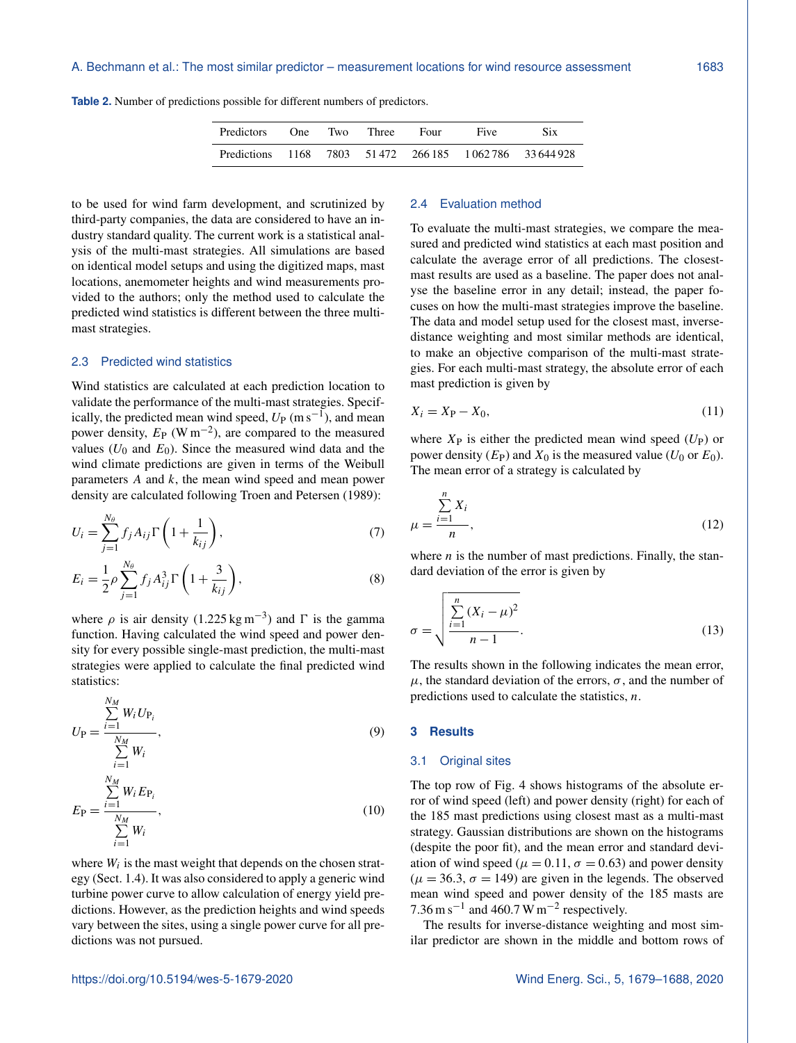**Table 2.** Number of predictions possible for different numbers of predictors.

| Predictors | One | Two | Three | Four | Five | Six |
|---|---|---|---|---|---|---|
| Predictions | 1168 | 7803 | 51 472 | 266 185 | 1 062 786 | 33 644 928 |

to be used for wind farm development, and scrutinized by third-party companies, the data are considered to have an industry standard quality. The current work is a statistical analysis of the multi-mast strategies. All simulations are based on identical model setups and using the digitized maps, mast locations, anemometer heights and wind measurements provided to the authors; only the method used to calculate the predicted wind statistics is different between the three multi-mast strategies.

## 2.3 Predicted wind statistics

Wind statistics are calculated at each prediction location to validate the performance of the multi-mast strategies. Specifically, the predicted mean wind speed, $U_\mathrm{P}$ (m s$^{-1}$), and mean power density, $E_\mathrm{P}$ (W m$^{-2}$), are compared to the measured values ($U_0$ and $E_0$). Since the measured wind data and the wind climate predictions are given in terms of the Weibull parameters $A$ and $k$, the mean wind speed and mean power density are calculated following Troen and Petersen (1989):

$$U_i = \sum_{j=1}^{N_\theta} f_j A_{ij} \Gamma\left(1 + \frac{1}{k_{ij}}\right), \tag{7}$$

$$E_i = \frac{1}{2}\rho \sum_{j=1}^{N_\theta} f_j A_{ij}^3 \Gamma\left(1 + \frac{3}{k_{ij}}\right), \tag{8}$$

where $\rho$ is air density (1.225 kg m$^{-3}$) and $\Gamma$ is the gamma function. Having calculated the wind speed and power density for every possible single-mast prediction, the multi-mast strategies were applied to calculate the final predicted wind statistics:

$$U_\mathrm{P} = \frac{\sum_{i=1}^{N_M} W_i U_{\mathrm{P}_i}}{\sum_{i=1}^{N_M} W_i}, \tag{9}$$

$$E_\mathrm{P} = \frac{\sum_{i=1}^{N_M} W_i E_{\mathrm{P}_i}}{\sum_{i=1}^{N_M} W_i}, \tag{10}$$

where $W_i$ is the mast weight that depends on the chosen strategy (Sect. 1.4). It was also considered to apply a generic wind turbine power curve to allow calculation of energy yield predictions. However, as the prediction heights and wind speeds vary between the sites, using a single power curve for all predictions was not pursued.

## 2.4 Evaluation method

To evaluate the multi-mast strategies, we compare the measured and predicted wind statistics at each mast position and calculate the average error of all predictions. The closest-mast results are used as a baseline. The paper does not analyse the baseline error in any detail; instead, the paper focuses on how the multi-mast strategies improve the baseline. The data and model setup used for the closest mast, inverse-distance weighting and most similar methods are identical, to make an objective comparison of the multi-mast strategies. For each multi-mast strategy, the absolute error of each mast prediction is given by

$$X_i = X_\mathrm{P} - X_0, \tag{11}$$

where $X_\mathrm{P}$ is either the predicted mean wind speed ($U_\mathrm{P}$) or power density ($E_\mathrm{P}$) and $X_0$ is the measured value ($U_0$ or $E_0$). The mean error of a strategy is calculated by

$$\mu = \frac{\sum_{i=1}^{n} X_i}{n}, \tag{12}$$

where $n$ is the number of mast predictions. Finally, the standard deviation of the error is given by

$$\sigma = \sqrt{\frac{\sum_{i=1}^{n} (X_i - \mu)^2}{n-1}}. \tag{13}$$

The results shown in the following indicates the mean error, $\mu$, the standard deviation of the errors, $\sigma$, and the number of predictions used to calculate the statistics, $n$.

# 3 Results

## 3.1 Original sites

The top row of Fig. 4 shows histograms of the absolute error of wind speed (left) and power density (right) for each of the 185 mast predictions using closest mast as a multi-mast strategy. Gaussian distributions are shown on the histograms (despite the poor fit), and the mean error and standard deviation of wind speed ($\mu = 0.11$, $\sigma = 0.63$) and power density ($\mu = 36.3$, $\sigma = 149$) are given in the legends. The observed mean wind speed and power density of the 185 masts are 7.36 m s$^{-1}$ and 460.7 W m$^{-2}$ respectively.

The results for inverse-distance weighting and most similar predictor are shown in the middle and bottom rows of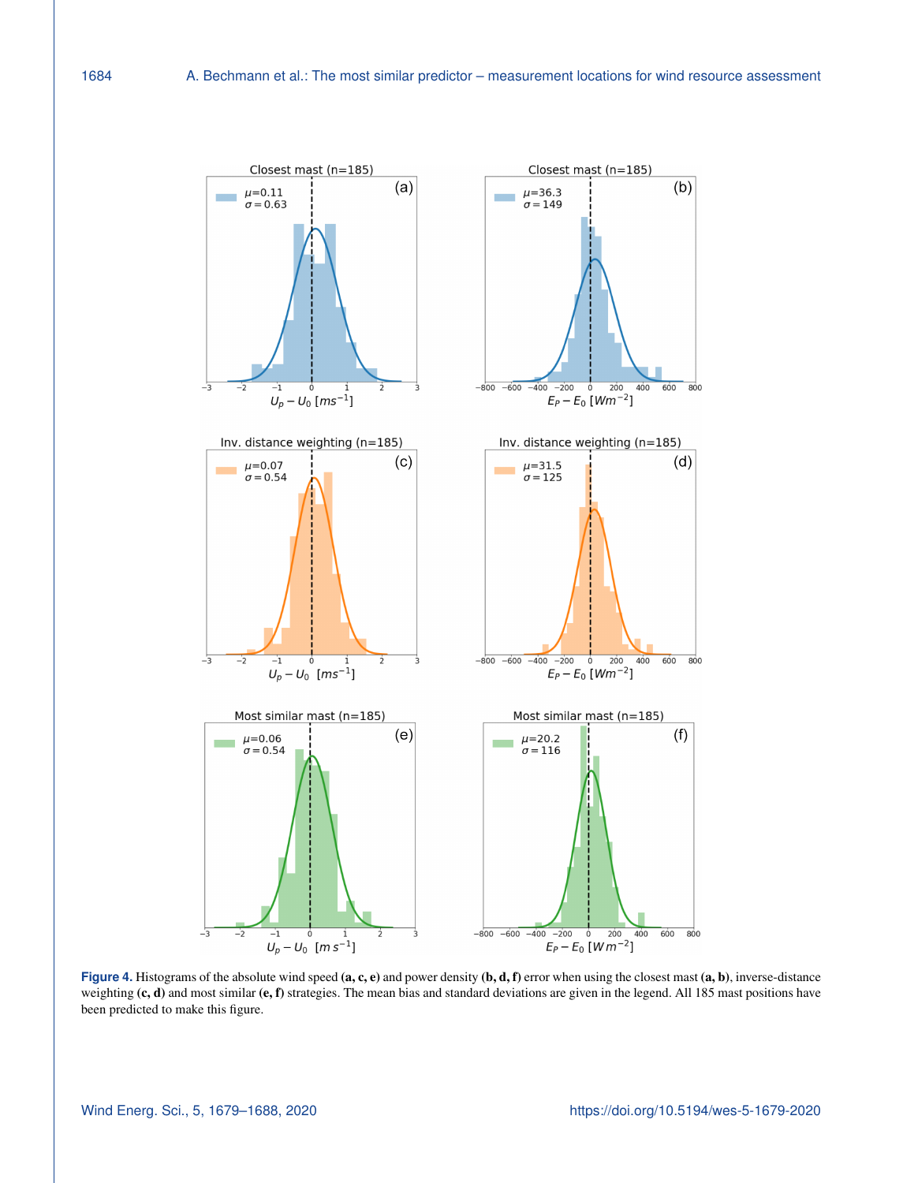**Figure 4.** Histograms of the absolute wind speed **(a, c, e)** and power density **(b, d, f)** error when using the closest mast **(a, b)**, inverse-distance weighting **(c, d)** and most similar **(e, f)** strategies. The mean bias and standard deviations are given in the legend. All 185 mast positions have been predicted to make this figure.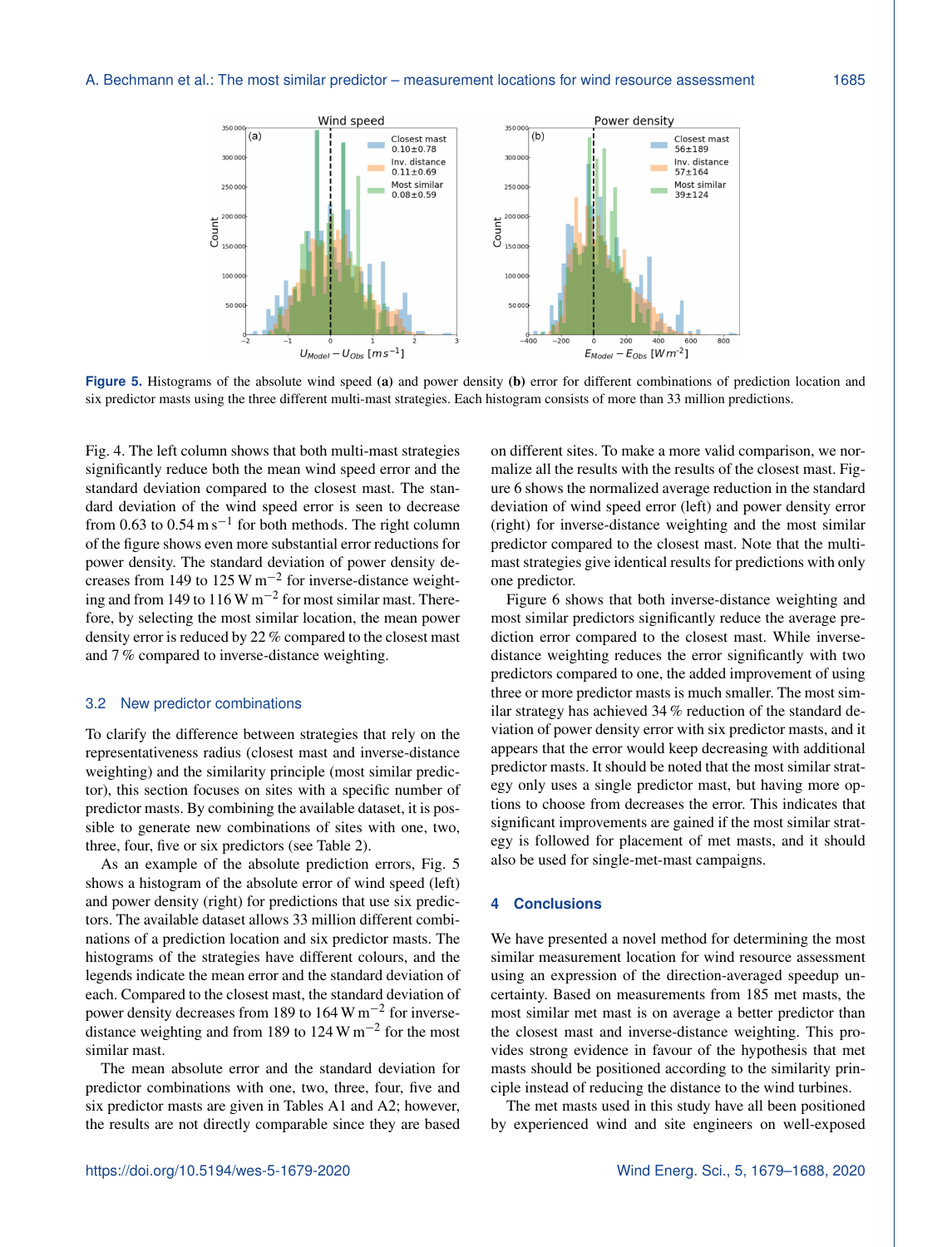Figure 5. Histograms of the absolute wind speed **(a)** and power density **(b)** error for different combinations of prediction location and six predictor masts using the three different multi-mast strategies. Each histogram consists of more than 33 million predictions.

Fig. 4. The left column shows that both multi-mast strategies significantly reduce both the mean wind speed error and the standard deviation compared to the closest mast. The standard deviation of the wind speed error is seen to decrease from 0.63 to 0.54 $\mathrm{m\,s^{-1}}$ for both methods. The right column of the figure shows even more substantial error reductions for power density. The standard deviation of power density decreases from 149 to 125 $\mathrm{W\,m^{-2}}$ for inverse-distance weighting and from 149 to 116 $\mathrm{W\,m^{-2}}$ for most similar mast. Therefore, by selecting the most similar location, the mean power density error is reduced by 22 % compared to the closest mast and 7 % compared to inverse-distance weighting.

### 3.2 New predictor combinations

To clarify the difference between strategies that rely on the representativeness radius (closest mast and inverse-distance weighting) and the similarity principle (most similar predictor), this section focuses on sites with a specific number of predictor masts. By combining the available dataset, it is possible to generate new combinations of sites with one, two, three, four, five or six predictors (see Table 2).

As an example of the absolute prediction errors, Fig. 5 shows a histogram of the absolute error of wind speed (left) and power density (right) for predictions that use six predictors. The available dataset allows 33 million different combinations of a prediction location and six predictor masts. The histograms of the strategies have different colours, and the legends indicate the mean error and the standard deviation of each. Compared to the closest mast, the standard deviation of power density decreases from 189 to 164 $\mathrm{W\,m^{-2}}$ for inverse-distance weighting and from 189 to 124 $\mathrm{W\,m^{-2}}$ for the most similar mast.

The mean absolute error and the standard deviation for predictor combinations with one, two, three, four, five and six predictor masts are given in Tables A1 and A2; however, the results are not directly comparable since they are based on different sites. To make a more valid comparison, we normalize all the results with the results of the closest mast. Figure 6 shows the normalized average reduction in the standard deviation of wind speed error (left) and power density error (right) for inverse-distance weighting and the most similar predictor compared to the closest mast. Note that the multi-mast strategies give identical results for predictions with only one predictor.

Figure 6 shows that both inverse-distance weighting and most similar predictors significantly reduce the average prediction error compared to the closest mast. While inverse-distance weighting reduces the error significantly with two predictors compared to one, the added improvement of using three or more predictor masts is much smaller. The most similar strategy has achieved 34 % reduction of the standard deviation of power density error with six predictor masts, and it appears that the error would keep decreasing with additional predictor masts. It should be noted that the most similar strategy only uses a single predictor mast, but having more options to choose from decreases the error. This indicates that significant improvements are gained if the most similar strategy is followed for placement of met masts, and it should also be used for single-met-mast campaigns.

## 4 Conclusions

We have presented a novel method for determining the most similar measurement location for wind resource assessment using an expression of the direction-averaged speedup uncertainty. Based on measurements from 185 met masts, the most similar met mast is on average a better predictor than the closest mast and inverse-distance weighting. This provides strong evidence in favour of the hypothesis that met masts should be positioned according to the similarity principle instead of reducing the distance to the wind turbines.

The met masts used in this study have all been positioned by experienced wind and site engineers on well-exposed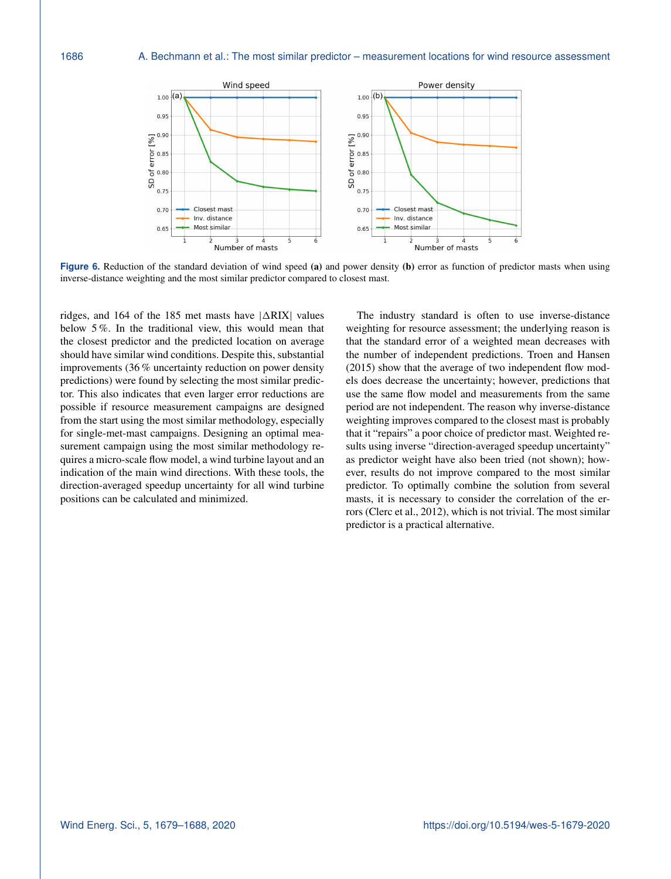**Figure 6.** Reduction of the standard deviation of wind speed **(a)** and power density **(b)** error as function of predictor masts when using inverse-distance weighting and the most similar predictor compared to closest mast.

ridges, and 164 of the 185 met masts have |ΔRIX| values below 5 %. In the traditional view, this would mean that the closest predictor and the predicted location on average should have similar wind conditions. Despite this, substantial improvements (36 % uncertainty reduction on power density predictions) were found by selecting the most similar predictor. This also indicates that even larger error reductions are possible if resource measurement campaigns are designed from the start using the most similar methodology, especially for single-met-mast campaigns. Designing an optimal measurement campaign using the most similar methodology requires a micro-scale flow model, a wind turbine layout and an indication of the main wind directions. With these tools, the direction-averaged speedup uncertainty for all wind turbine positions can be calculated and minimized.

The industry standard is often to use inverse-distance weighting for resource assessment; the underlying reason is that the standard error of a weighted mean decreases with the number of independent predictions. Troen and Hansen (2015) show that the average of two independent flow models does decrease the uncertainty; however, predictions that use the same flow model and measurements from the same period are not independent. The reason why inverse-distance weighting improves compared to the closest mast is probably that it "repairs" a poor choice of predictor mast. Weighted results using inverse "direction-averaged speedup uncertainty" as predictor weight have also been tried (not shown); however, results do not improve compared to the most similar predictor. To optimally combine the solution from several masts, it is necessary to consider the correlation of the errors (Clerc et al., 2012), which is not trivial. The most similar predictor is a practical alternative.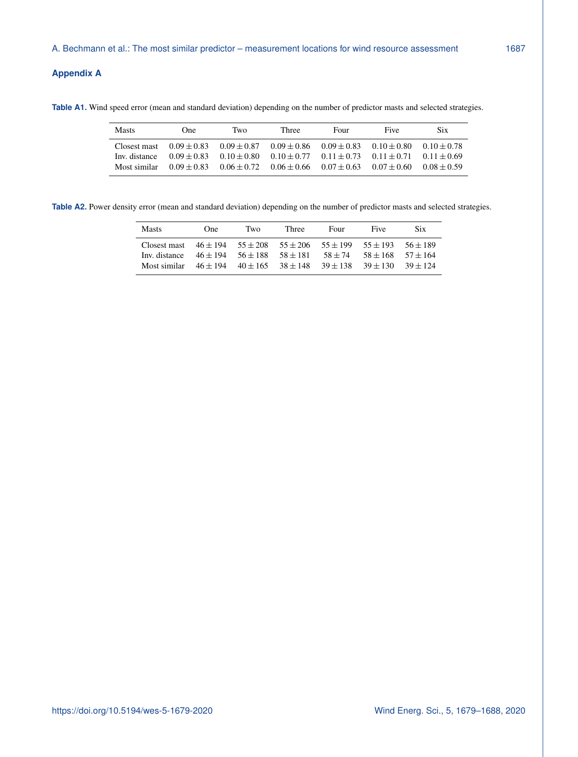## Appendix A

**Table A1.** Wind speed error (mean and standard deviation) depending on the number of predictor masts and selected strategies.

| Masts | One | Two | Three | Four | Five | Six |
|---|---|---|---|---|---|---|
| Closest mast | $0.09 \pm 0.83$ | $0.09 \pm 0.87$ | $0.09 \pm 0.86$ | $0.09 \pm 0.83$ | $0.10 \pm 0.80$ | $0.10 \pm 0.78$ |
| Inv. distance | $0.09 \pm 0.83$ | $0.10 \pm 0.80$ | $0.10 \pm 0.77$ | $0.11 \pm 0.73$ | $0.11 \pm 0.71$ | $0.11 \pm 0.69$ |
| Most similar | $0.09 \pm 0.83$ | $0.06 \pm 0.72$ | $0.06 \pm 0.66$ | $0.07 \pm 0.63$ | $0.07 \pm 0.60$ | $0.08 \pm 0.59$ |

**Table A2.** Power density error (mean and standard deviation) depending on the number of predictor masts and selected strategies.

| Masts | One | Two | Three | Four | Five | Six |
|---|---|---|---|---|---|---|
| Closest mast | $46 \pm 194$ | $55 \pm 208$ | $55 \pm 206$ | $55 \pm 199$ | $55 \pm 193$ | $56 \pm 189$ |
| Inv. distance | $46 \pm 194$ | $56 \pm 188$ | $58 \pm 181$ | $58 \pm 74$ | $58 \pm 168$ | $57 \pm 164$ |
| Most similar | $46 \pm 194$ | $40 \pm 165$ | $38 \pm 148$ | $39 \pm 138$ | $39 \pm 130$ | $39 \pm 124$ |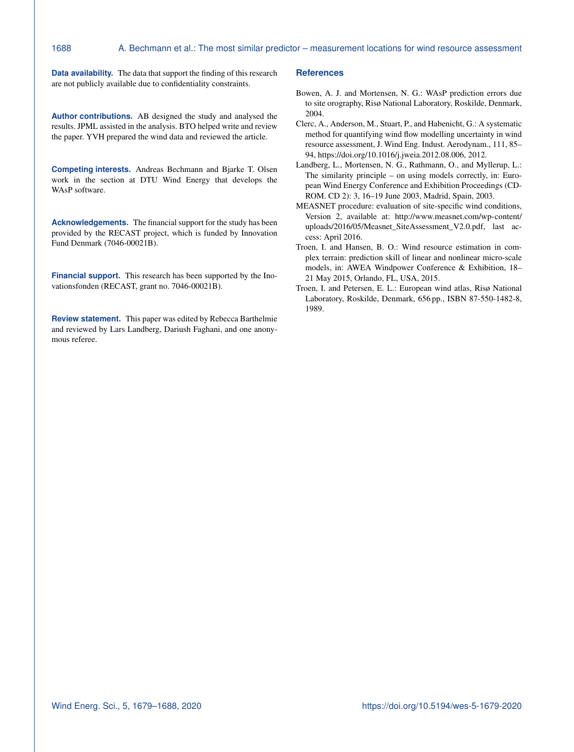**Data availability.** The data that support the finding of this research are not publicly available due to confidentiality constraints.

**Author contributions.** AB designed the study and analysed the results. JPML assisted in the analysis. BTO helped write and review the paper. YVH prepared the wind data and reviewed the article.

**Competing interests.** Andreas Bechmann and Bjarke T. Olsen work in the section at DTU Wind Energy that develops the WAsP software.

**Acknowledgements.** The financial support for the study has been provided by the RECAST project, which is funded by Innovation Fund Denmark (7046-00021B).

**Financial support.** This research has been supported by the Inovationsfonden (RECAST, grant no. 7046-00021B).

**Review statement.** This paper was edited by Rebecca Barthelmie and reviewed by Lars Landberg, Dariush Faghani, and one anonymous referee.

## References

Bowen, A. J. and Mortensen, N. G.: WAsP prediction errors due to site orography, Risø National Laboratory, Roskilde, Denmark, 2004.

Clerc, A., Anderson, M., Stuart, P., and Habenicht, G.: A systematic method for quantifying wind flow modelling uncertainty in wind resource assessment, J. Wind Eng. Indust. Aerodynam., 111, 85–94, https://doi.org/10.1016/j.jweia.2012.08.006, 2012.

Landberg, L., Mortensen, N. G., Rathmann, O., and Myllerup, L.: The similarity principle – on using models correctly, in: European Wind Energy Conference and Exhibition Proceedings (CD-ROM. CD 2): 3, 16–19 June 2003, Madrid, Spain, 2003.

MEASNET procedure: evaluation of site-specific wind conditions, Version 2, available at: http://www.measnet.com/wp-content/uploads/2016/05/Measnet_SiteAssessment_V2.0.pdf, last access: April 2016.

Troen, I. and Hansen, B. O.: Wind resource estimation in complex terrain: prediction skill of linear and nonlinear micro-scale models, in: AWEA Windpower Conference & Exhibition, 18–21 May 2015, Orlando, FL, USA, 2015.

Troen, I. and Petersen, E. L.: European wind atlas, Risø National Laboratory, Roskilde, Denmark, 656 pp., ISBN 87-550-1482-8, 1989.